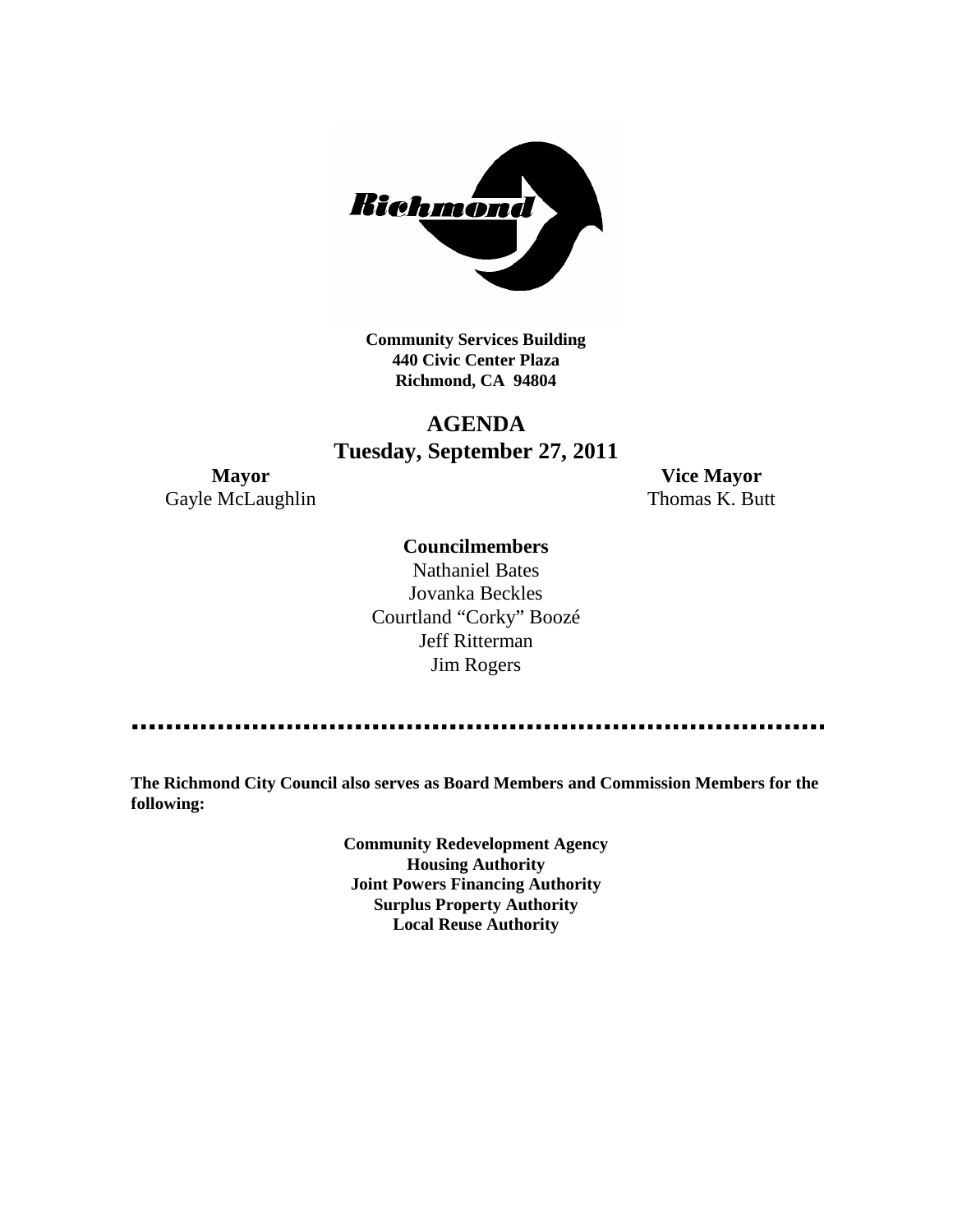**Community Services Building**
**440 Civic Center Plaza**
**Richmond, CA 94804**

# AGENDA
## Tuesday, September 27, 2011

**Mayor**
Gayle McLaughlin

**Vice Mayor**
Thomas K. Butt

**Councilmembers**

Nathaniel Bates
Jovanka Beckles
Courtland "Corky" Boozé
Jeff Ritterman
Jim Rogers

---

**The Richmond City Council also serves as Board Members and Commission Members for the following:**

**Community Redevelopment Agency**
**Housing Authority**
**Joint Powers Financing Authority**
**Surplus Property Authority**
**Local Reuse Authority**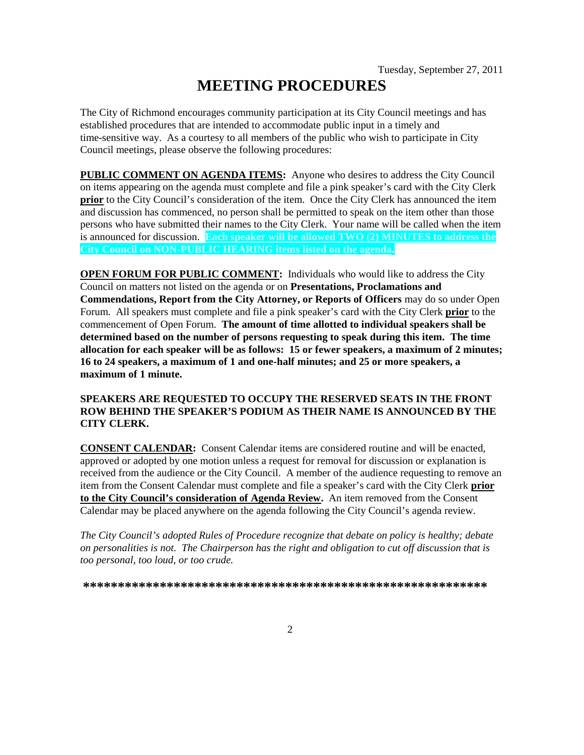Tuesday, September 27, 2011

# MEETING PROCEDURES

The City of Richmond encourages community participation at its City Council meetings and has established procedures that are intended to accommodate public input in a timely and time-sensitive way. As a courtesy to all members of the public who wish to participate in City Council meetings, please observe the following procedures:

**PUBLIC COMMENT ON AGENDA ITEMS:** Anyone who desires to address the City Council on items appearing on the agenda must complete and file a pink speaker's card with the City Clerk **prior** to the City Council's consideration of the item. Once the City Clerk has announced the item and discussion has commenced, no person shall be permitted to speak on the item other than those persons who have submitted their names to the City Clerk. Your name will be called when the item is announced for discussion. **Each speaker will be allowed TWO (2) MINUTES to address the City Council on NON-PUBLIC HEARING items listed on the agenda.**

**OPEN FORUM FOR PUBLIC COMMENT:** Individuals who would like to address the City Council on matters not listed on the agenda or on **Presentations, Proclamations and Commendations, Report from the City Attorney, or Reports of Officers** may do so under Open Forum. All speakers must complete and file a pink speaker's card with the City Clerk **prior** to the commencement of Open Forum. **The amount of time allotted to individual speakers shall be determined based on the number of persons requesting to speak during this item. The time allocation for each speaker will be as follows: 15 or fewer speakers, a maximum of 2 minutes; 16 to 24 speakers, a maximum of 1 and one-half minutes; and 25 or more speakers, a maximum of 1 minute.**

**SPEAKERS ARE REQUESTED TO OCCUPY THE RESERVED SEATS IN THE FRONT ROW BEHIND THE SPEAKER'S PODIUM AS THEIR NAME IS ANNOUNCED BY THE CITY CLERK.**

**CONSENT CALENDAR:** Consent Calendar items are considered routine and will be enacted, approved or adopted by one motion unless a request for removal for discussion or explanation is received from the audience or the City Council. A member of the audience requesting to remove an item from the Consent Calendar must complete and file a speaker's card with the City Clerk **prior to the City Council's consideration of Agenda Review.** An item removed from the Consent Calendar may be placed anywhere on the agenda following the City Council's agenda review.

*The City Council's adopted Rules of Procedure recognize that debate on policy is healthy; debate on personalities is not. The Chairperson has the right and obligation to cut off discussion that is too personal, too loud, or too crude.*

**************************************************************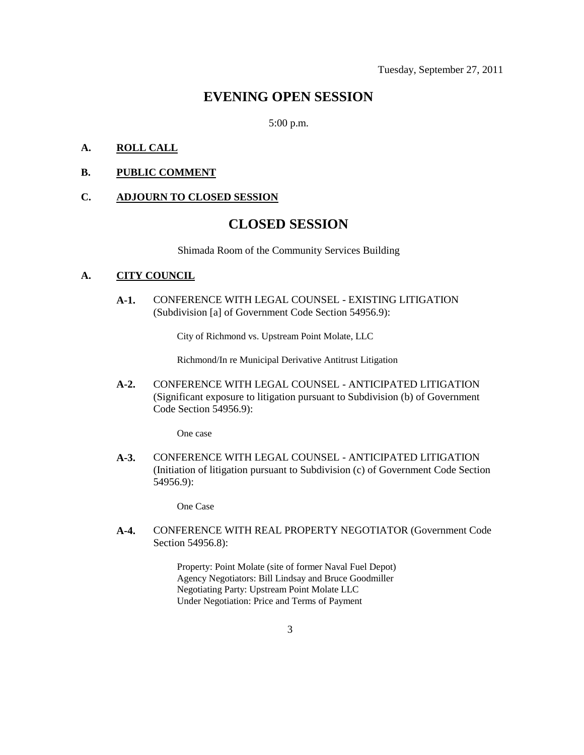Tuesday, September 27, 2011

# EVENING OPEN SESSION

5:00 p.m.

**A. ROLL CALL**

**B. PUBLIC COMMENT**

**C. ADJOURN TO CLOSED SESSION**

# CLOSED SESSION

Shimada Room of the Community Services Building

**A. CITY COUNCIL**

**A-1.** CONFERENCE WITH LEGAL COUNSEL - EXISTING LITIGATION (Subdivision [a] of Government Code Section 54956.9):

City of Richmond vs. Upstream Point Molate, LLC

Richmond/In re Municipal Derivative Antitrust Litigation

**A-2.** CONFERENCE WITH LEGAL COUNSEL - ANTICIPATED LITIGATION (Significant exposure to litigation pursuant to Subdivision (b) of Government Code Section 54956.9):

One case

**A-3.** CONFERENCE WITH LEGAL COUNSEL - ANTICIPATED LITIGATION (Initiation of litigation pursuant to Subdivision (c) of Government Code Section 54956.9):

One Case

**A-4.** CONFERENCE WITH REAL PROPERTY NEGOTIATOR (Government Code Section 54956.8):

Property: Point Molate (site of former Naval Fuel Depot)
Agency Negotiators: Bill Lindsay and Bruce Goodmiller
Negotiating Party: Upstream Point Molate LLC
Under Negotiation: Price and Terms of Payment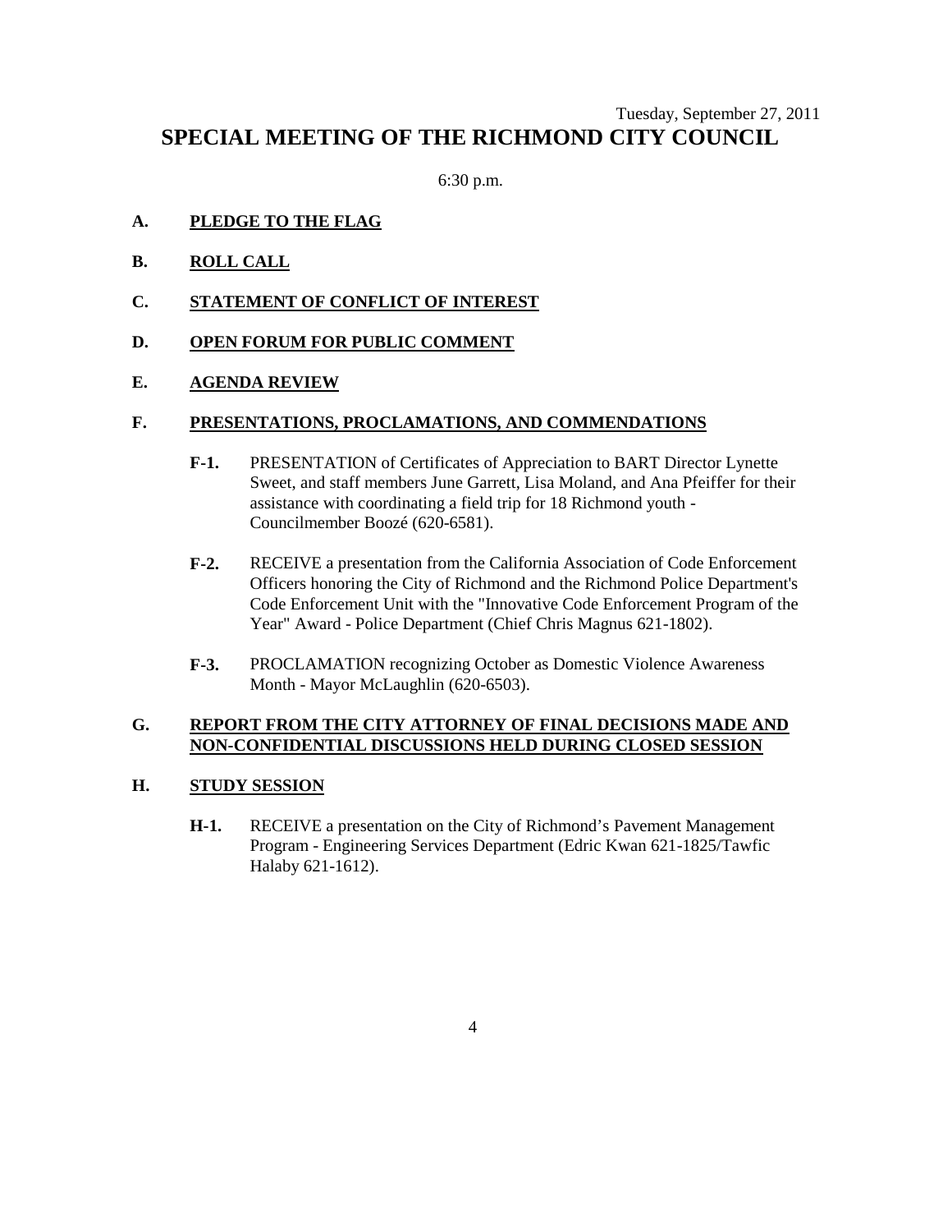Tuesday, September 27, 2011

# SPECIAL MEETING OF THE RICHMOND CITY COUNCIL

6:30 p.m.

**A. PLEDGE TO THE FLAG**

**B. ROLL CALL**

**C. STATEMENT OF CONFLICT OF INTEREST**

**D. OPEN FORUM FOR PUBLIC COMMENT**

**E. AGENDA REVIEW**

**F. PRESENTATIONS, PROCLAMATIONS, AND COMMENDATIONS**

**F-1.** PRESENTATION of Certificates of Appreciation to BART Director Lynette Sweet, and staff members June Garrett, Lisa Moland, and Ana Pfeiffer for their assistance with coordinating a field trip for 18 Richmond youth - Councilmember Boozé (620-6581).

**F-2.** RECEIVE a presentation from the California Association of Code Enforcement Officers honoring the City of Richmond and the Richmond Police Department's Code Enforcement Unit with the "Innovative Code Enforcement Program of the Year" Award - Police Department (Chief Chris Magnus 621-1802).

**F-3.** PROCLAMATION recognizing October as Domestic Violence Awareness Month - Mayor McLaughlin (620-6503).

**G. REPORT FROM THE CITY ATTORNEY OF FINAL DECISIONS MADE AND NON-CONFIDENTIAL DISCUSSIONS HELD DURING CLOSED SESSION**

**H. STUDY SESSION**

**H-1.** RECEIVE a presentation on the City of Richmond's Pavement Management Program - Engineering Services Department (Edric Kwan 621-1825/Tawfic Halaby 621-1612).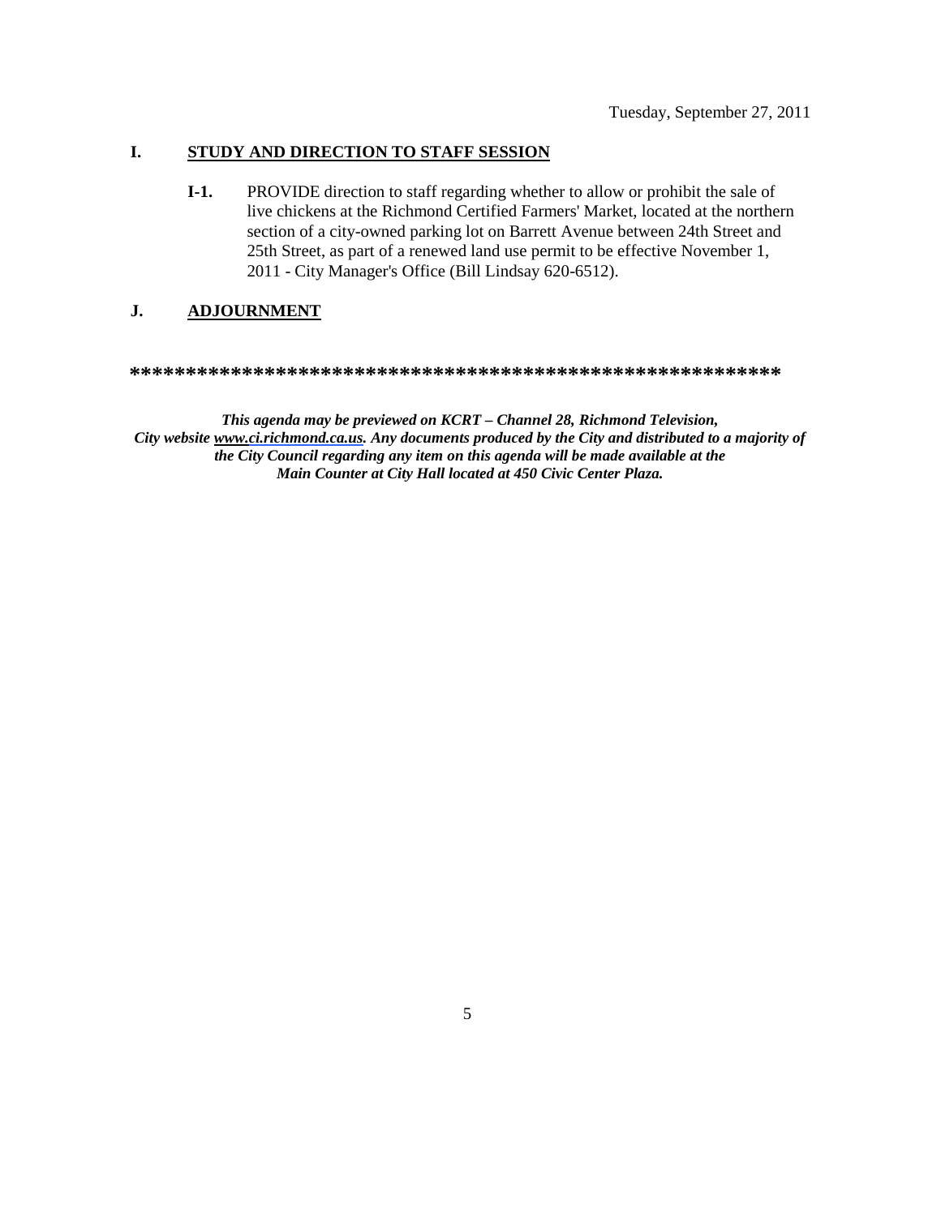Tuesday, September 27, 2011

## I. STUDY AND DIRECTION TO STAFF SESSION

**I-1.** PROVIDE direction to staff regarding whether to allow or prohibit the sale of live chickens at the Richmond Certified Farmers' Market, located at the northern section of a city-owned parking lot on Barrett Avenue between 24th Street and 25th Street, as part of a renewed land use permit to be effective November 1, 2011 - City Manager's Office (Bill Lindsay 620-6512).

## J. ADJOURNMENT

**\*\*\*\*\*\*\*\*\*\*\*\*\*\*\*\*\*\*\*\*\*\*\*\*\*\*\*\*\*\*\*\*\*\*\*\*\*\*\*\*\*\*\*\*\*\*\*\*\*\*\*\*\*\*\*\*\*\*\*\***

***This agenda may be previewed on KCRT – Channel 28, Richmond Television, City website www.ci.richmond.ca.us. Any documents produced by the City and distributed to a majority of the City Council regarding any item on this agenda will be made available at the Main Counter at City Hall located at 450 Civic Center Plaza.***